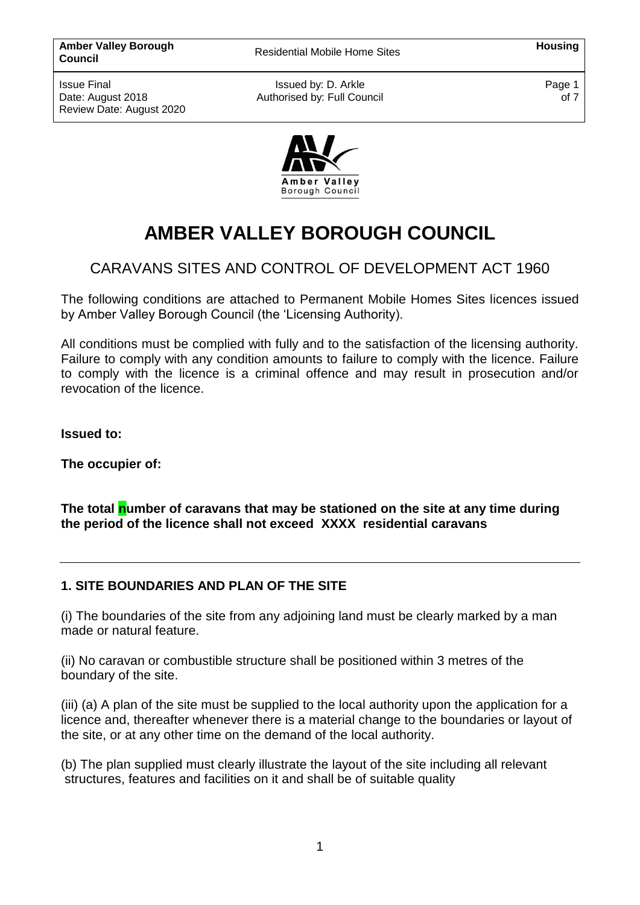# AMBER VALLEY BOROUGH COUNCIL

## CARAVANS SITES AND CONTROL OF DEVELOPMENT ACT 1960

The following conditions are attached to Permanent Mobile Homes Sites licences issued by Amber Valley Borough Council (the 'Licensing Authority).

All conditions must be complied with fully and to the satisfaction of the licensing authority. Failure to comply with any condition amounts to failure to comply with the licence. Failure to comply with the licence is a criminal offence and may result in prosecution and/or revocation of the licence.

**Issued to:**

**The occupier of:**

**The total number of caravans that may be stationed on the site at any time during the period of the licence shall not exceed XXXX residential caravans**

---

### 1. SITE BOUNDARIES AND PLAN OF THE SITE

(i) The boundaries of the site from any adjoining land must be clearly marked by a man made or natural feature.

(ii) No caravan or combustible structure shall be positioned within 3 metres of the boundary of the site.

(iii) (a) A plan of the site must be supplied to the local authority upon the application for a licence and, thereafter whenever there is a material change to the boundaries or layout of the site, or at any other time on the demand of the local authority.

(b) The plan supplied must clearly illustrate the layout of the site including all relevant structures, features and facilities on it and shall be of suitable quality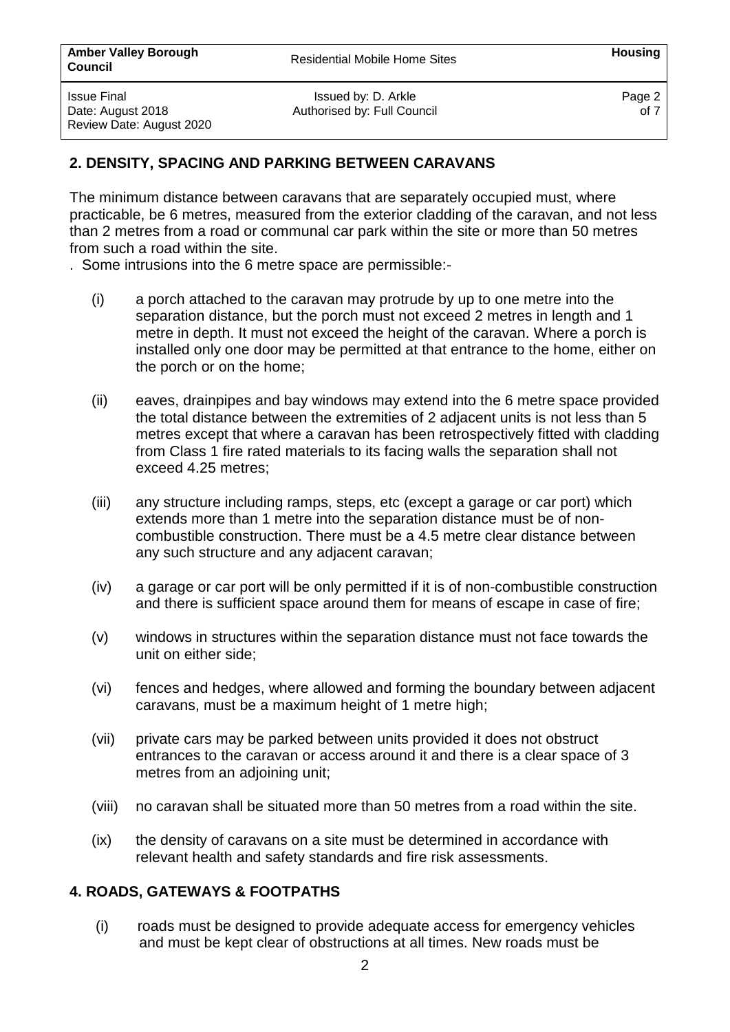## 2. DENSITY, SPACING AND PARKING BETWEEN CARAVANS

The minimum distance between caravans that are separately occupied must, where practicable, be 6 metres, measured from the exterior cladding of the caravan, and not less than 2 metres from a road or communal car park within the site or more than 50 metres from such a road within the site.

. Some intrusions into the 6 metre space are permissible:-

(i) a porch attached to the caravan may protrude by up to one metre into the separation distance, but the porch must not exceed 2 metres in length and 1 metre in depth. It must not exceed the height of the caravan. Where a porch is installed only one door may be permitted at that entrance to the home, either on the porch or on the home;

(ii) eaves, drainpipes and bay windows may extend into the 6 metre space provided the total distance between the extremities of 2 adjacent units is not less than 5 metres except that where a caravan has been retrospectively fitted with cladding from Class 1 fire rated materials to its facing walls the separation shall not exceed 4.25 metres;

(iii) any structure including ramps, steps, etc (except a garage or car port) which extends more than 1 metre into the separation distance must be of non-combustible construction. There must be a 4.5 metre clear distance between any such structure and any adjacent caravan;

(iv) a garage or car port will be only permitted if it is of non-combustible construction and there is sufficient space around them for means of escape in case of fire;

(v) windows in structures within the separation distance must not face towards the unit on either side;

(vi) fences and hedges, where allowed and forming the boundary between adjacent caravans, must be a maximum height of 1 metre high;

(vii) private cars may be parked between units provided it does not obstruct entrances to the caravan or access around it and there is a clear space of 3 metres from an adjoining unit;

(viii) no caravan shall be situated more than 50 metres from a road within the site.

(ix) the density of caravans on a site must be determined in accordance with relevant health and safety standards and fire risk assessments.

## 4. ROADS, GATEWAYS & FOOTPATHS

(i) roads must be designed to provide adequate access for emergency vehicles and must be kept clear of obstructions at all times. New roads must be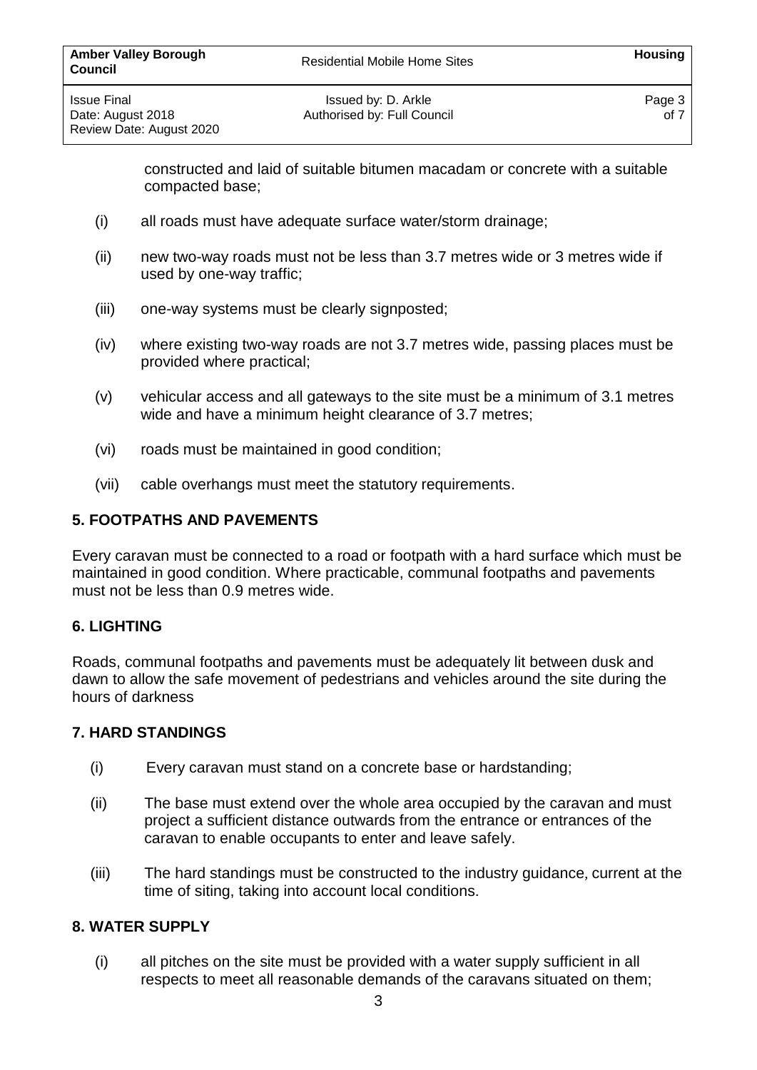constructed and laid of suitable bitumen macadam or concrete with a suitable compacted base;

(i) all roads must have adequate surface water/storm drainage;

(ii) new two-way roads must not be less than 3.7 metres wide or 3 metres wide if used by one-way traffic;

(iii) one-way systems must be clearly signposted;

(iv) where existing two-way roads are not 3.7 metres wide, passing places must be provided where practical;

(v) vehicular access and all gateways to the site must be a minimum of 3.1 metres wide and have a minimum height clearance of 3.7 metres;

(vi) roads must be maintained in good condition;

(vii) cable overhangs must meet the statutory requirements.

## 5. FOOTPATHS AND PAVEMENTS

Every caravan must be connected to a road or footpath with a hard surface which must be maintained in good condition. Where practicable, communal footpaths and pavements must not be less than 0.9 metres wide.

## 6. LIGHTING

Roads, communal footpaths and pavements must be adequately lit between dusk and dawn to allow the safe movement of pedestrians and vehicles around the site during the hours of darkness

## 7. HARD STANDINGS

(i) Every caravan must stand on a concrete base or hardstanding;

(ii) The base must extend over the whole area occupied by the caravan and must project a sufficient distance outwards from the entrance or entrances of the caravan to enable occupants to enter and leave safely.

(iii) The hard standings must be constructed to the industry guidance, current at the time of siting, taking into account local conditions.

## 8. WATER SUPPLY

(i) all pitches on the site must be provided with a water supply sufficient in all respects to meet all reasonable demands of the caravans situated on them;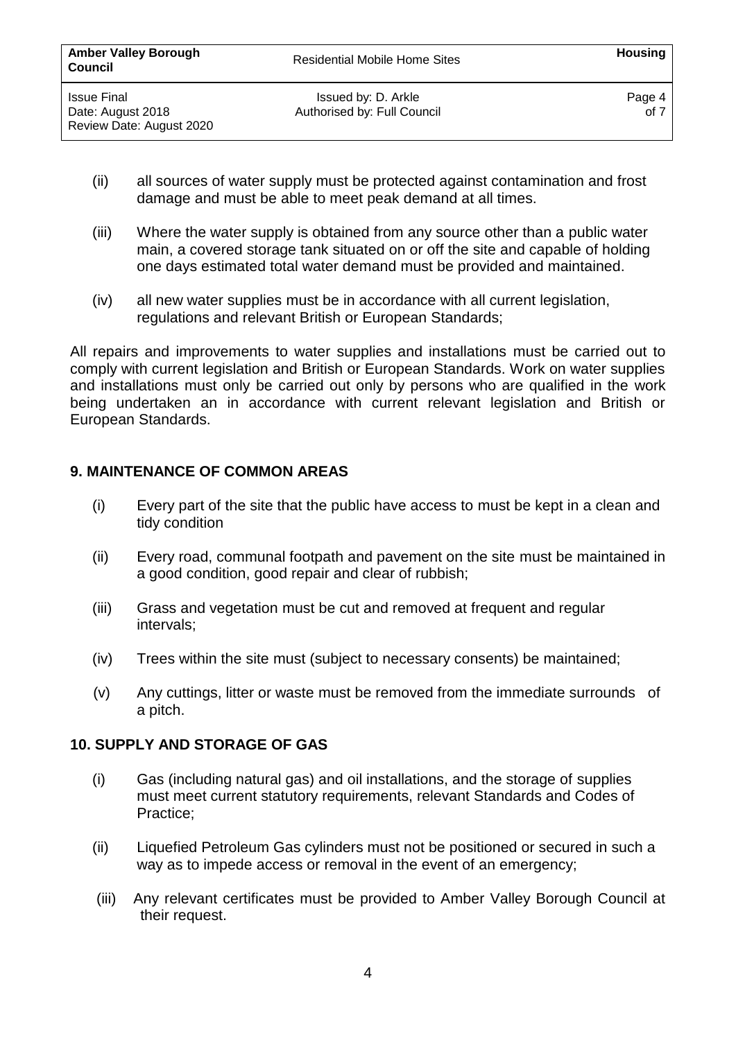(ii) all sources of water supply must be protected against contamination and frost damage and must be able to meet peak demand at all times.

(iii) Where the water supply is obtained from any source other than a public water main, a covered storage tank situated on or off the site and capable of holding one days estimated total water demand must be provided and maintained.

(iv) all new water supplies must be in accordance with all current legislation, regulations and relevant British or European Standards;

All repairs and improvements to water supplies and installations must be carried out to comply with current legislation and British or European Standards. Work on water supplies and installations must only be carried out only by persons who are qualified in the work being undertaken an in accordance with current relevant legislation and British or European Standards.

## 9. MAINTENANCE OF COMMON AREAS

(i) Every part of the site that the public have access to must be kept in a clean and tidy condition

(ii) Every road, communal footpath and pavement on the site must be maintained in a good condition, good repair and clear of rubbish;

(iii) Grass and vegetation must be cut and removed at frequent and regular intervals;

(iv) Trees within the site must (subject to necessary consents) be maintained;

(v) Any cuttings, litter or waste must be removed from the immediate surrounds of a pitch.

## 10. SUPPLY AND STORAGE OF GAS

(i) Gas (including natural gas) and oil installations, and the storage of supplies must meet current statutory requirements, relevant Standards and Codes of Practice;

(ii) Liquefied Petroleum Gas cylinders must not be positioned or secured in such a way as to impede access or removal in the event of an emergency;

(iii) Any relevant certificates must be provided to Amber Valley Borough Council at their request.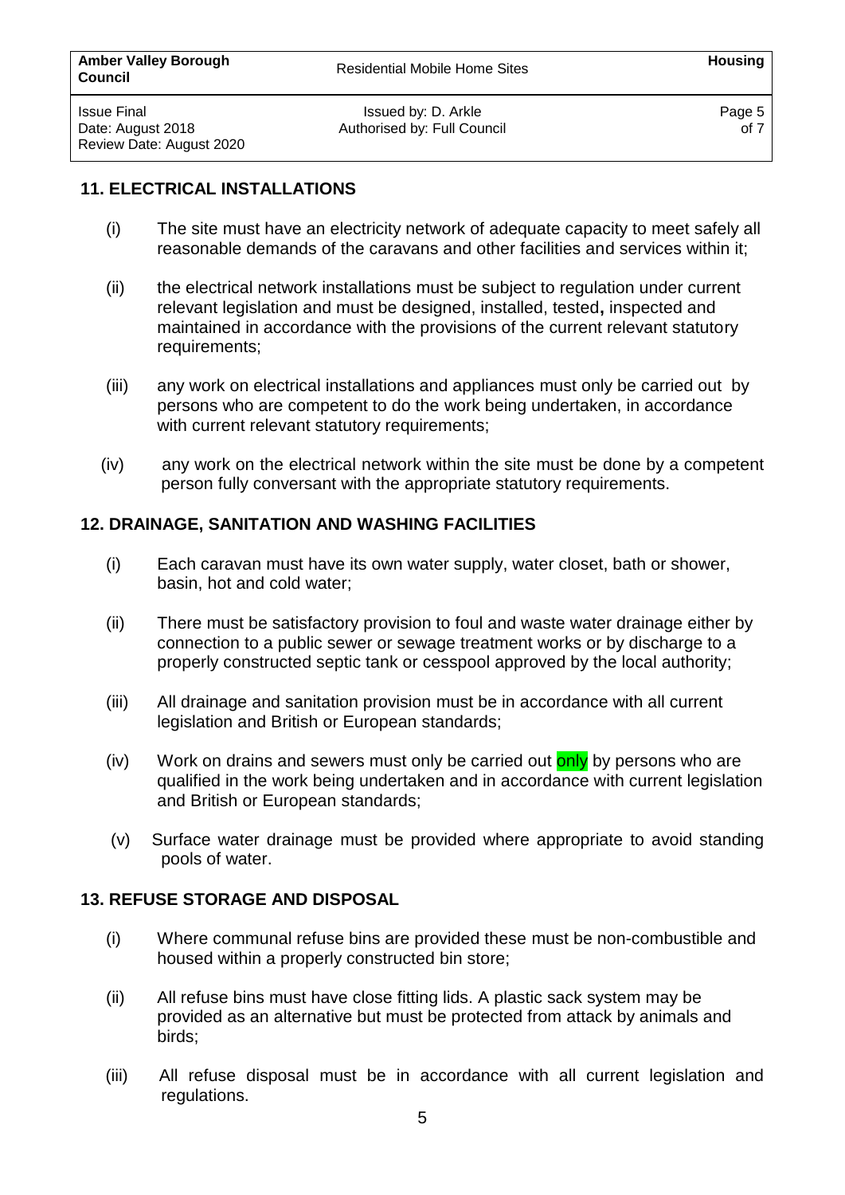## 11. ELECTRICAL INSTALLATIONS

(i) The site must have an electricity network of adequate capacity to meet safely all reasonable demands of the caravans and other facilities and services within it;

(ii) the electrical network installations must be subject to regulation under current relevant legislation and must be designed, installed, tested**,** inspected and maintained in accordance with the provisions of the current relevant statutory requirements;

(iii) any work on electrical installations and appliances must only be carried out by persons who are competent to do the work being undertaken, in accordance with current relevant statutory requirements;

(iv) any work on the electrical network within the site must be done by a competent person fully conversant with the appropriate statutory requirements.

## 12. DRAINAGE, SANITATION AND WASHING FACILITIES

(i) Each caravan must have its own water supply, water closet, bath or shower, basin, hot and cold water;

(ii) There must be satisfactory provision to foul and waste water drainage either by connection to a public sewer or sewage treatment works or by discharge to a properly constructed septic tank or cesspool approved by the local authority;

(iii) All drainage and sanitation provision must be in accordance with all current legislation and British or European standards;

(iv) Work on drains and sewers must only be carried out only by persons who are qualified in the work being undertaken and in accordance with current legislation and British or European standards;

(v) Surface water drainage must be provided where appropriate to avoid standing pools of water.

## 13. REFUSE STORAGE AND DISPOSAL

(i) Where communal refuse bins are provided these must be non-combustible and housed within a properly constructed bin store;

(ii) All refuse bins must have close fitting lids. A plastic sack system may be provided as an alternative but must be protected from attack by animals and birds;

(iii) All refuse disposal must be in accordance with all current legislation and regulations.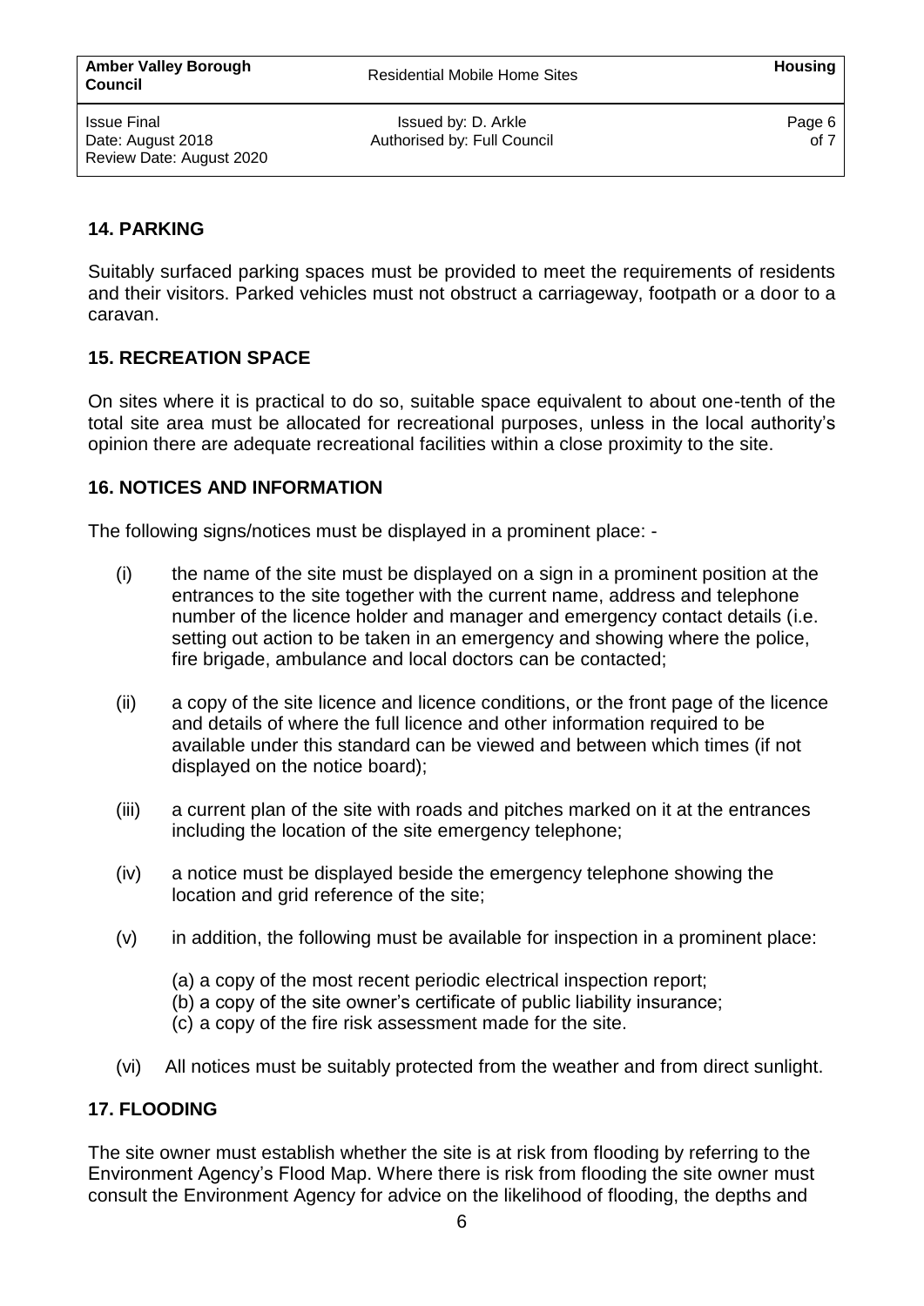## 14. PARKING

Suitably surfaced parking spaces must be provided to meet the requirements of residents and their visitors. Parked vehicles must not obstruct a carriageway, footpath or a door to a caravan.

## 15. RECREATION SPACE

On sites where it is practical to do so, suitable space equivalent to about one-tenth of the total site area must be allocated for recreational purposes, unless in the local authority's opinion there are adequate recreational facilities within a close proximity to the site.

## 16. NOTICES AND INFORMATION

The following signs/notices must be displayed in a prominent place: -

(i) the name of the site must be displayed on a sign in a prominent position at the entrances to the site together with the current name, address and telephone number of the licence holder and manager and emergency contact details (i.e. setting out action to be taken in an emergency and showing where the police, fire brigade, ambulance and local doctors can be contacted;

(ii) a copy of the site licence and licence conditions, or the front page of the licence and details of where the full licence and other information required to be available under this standard can be viewed and between which times (if not displayed on the notice board);

(iii) a current plan of the site with roads and pitches marked on it at the entrances including the location of the site emergency telephone;

(iv) a notice must be displayed beside the emergency telephone showing the location and grid reference of the site;

(v) in addition, the following must be available for inspection in a prominent place:

(a) a copy of the most recent periodic electrical inspection report;
(b) a copy of the site owner's certificate of public liability insurance;
(c) a copy of the fire risk assessment made for the site.

(vi) All notices must be suitably protected from the weather and from direct sunlight.

## 17. FLOODING

The site owner must establish whether the site is at risk from flooding by referring to the Environment Agency's Flood Map. Where there is risk from flooding the site owner must consult the Environment Agency for advice on the likelihood of flooding, the depths and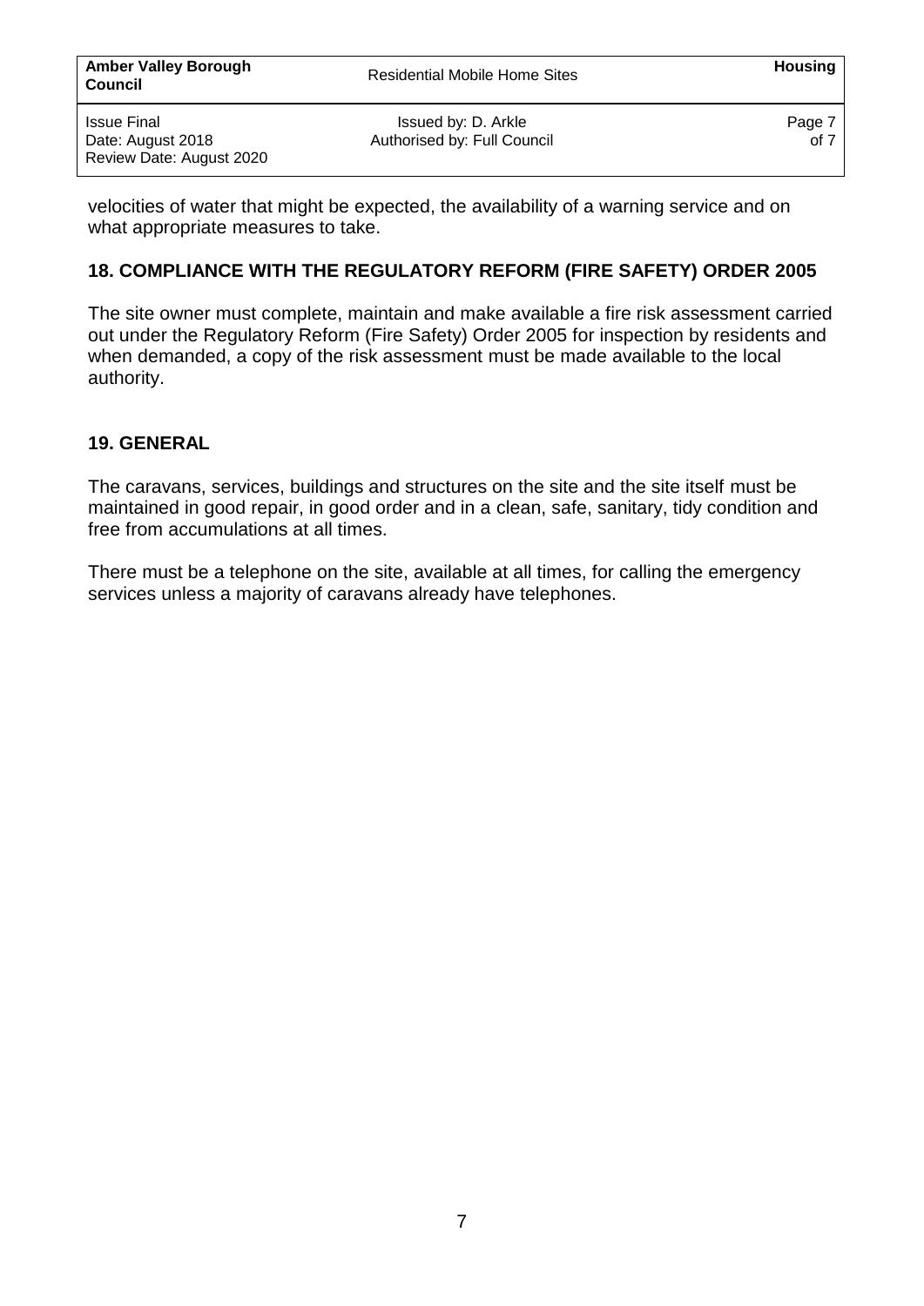velocities of water that might be expected, the availability of a warning service and on what appropriate measures to take.

## 18. COMPLIANCE WITH THE REGULATORY REFORM (FIRE SAFETY) ORDER 2005

The site owner must complete, maintain and make available a fire risk assessment carried out under the Regulatory Reform (Fire Safety) Order 2005 for inspection by residents and when demanded, a copy of the risk assessment must be made available to the local authority.

## 19. GENERAL

The caravans, services, buildings and structures on the site and the site itself must be maintained in good repair, in good order and in a clean, safe, sanitary, tidy condition and free from accumulations at all times.

There must be a telephone on the site, available at all times, for calling the emergency services unless a majority of caravans already have telephones.